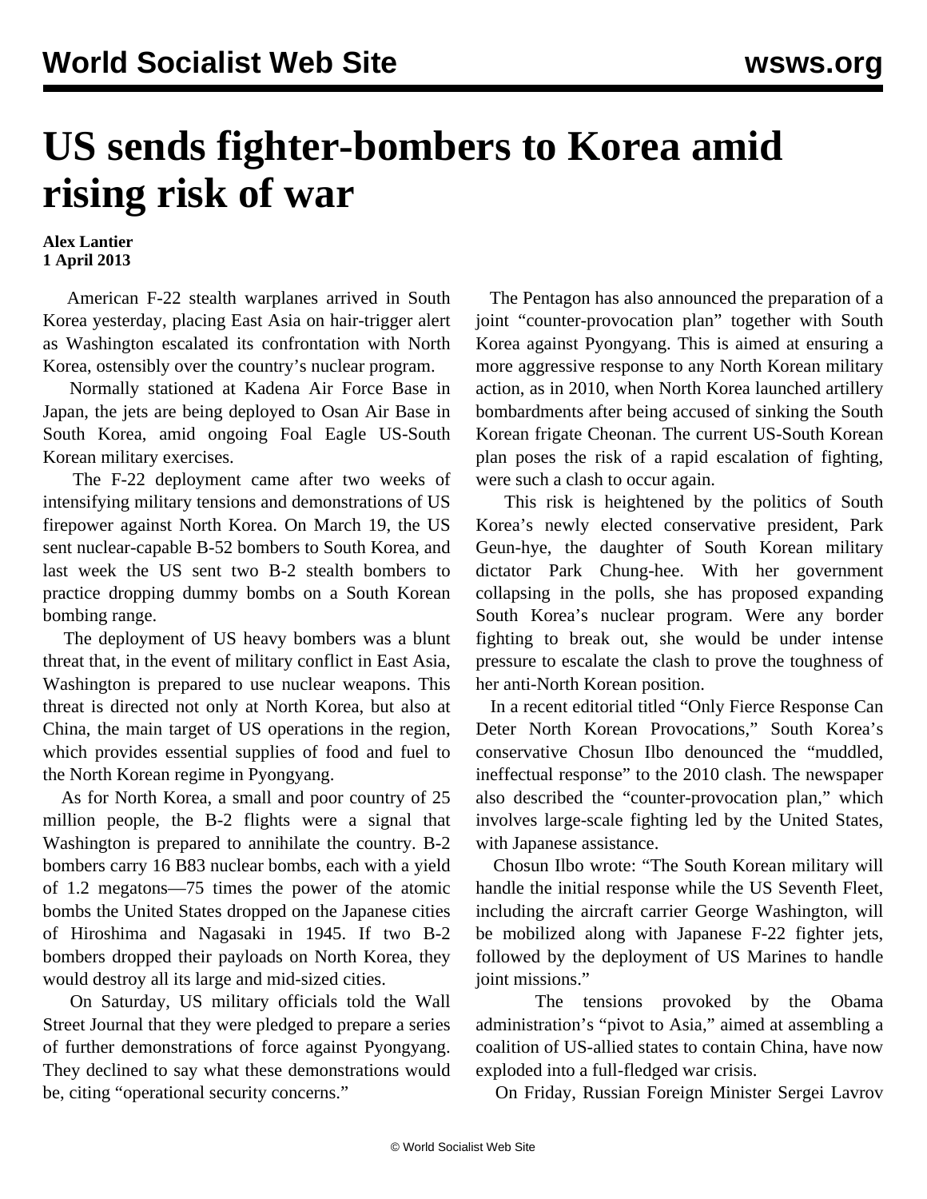# US sends fighter-bombers to Korea amid rising risk of war

**Alex Lantier**
**1 April 2013**

American F-22 stealth warplanes arrived in South Korea yesterday, placing East Asia on hair-trigger alert as Washington escalated its confrontation with North Korea, ostensibly over the country's nuclear program.

Normally stationed at Kadena Air Force Base in Japan, the jets are being deployed to Osan Air Base in South Korea, amid ongoing Foal Eagle US-South Korean military exercises.

The F-22 deployment came after two weeks of intensifying military tensions and demonstrations of US firepower against North Korea. On March 19, the US sent nuclear-capable B-52 bombers to South Korea, and last week the US sent two B-2 stealth bombers to practice dropping dummy bombs on a South Korean bombing range.

The deployment of US heavy bombers was a blunt threat that, in the event of military conflict in East Asia, Washington is prepared to use nuclear weapons. This threat is directed not only at North Korea, but also at China, the main target of US operations in the region, which provides essential supplies of food and fuel to the North Korean regime in Pyongyang.

As for North Korea, a small and poor country of 25 million people, the B-2 flights were a signal that Washington is prepared to annihilate the country. B-2 bombers carry 16 B83 nuclear bombs, each with a yield of 1.2 megatons—75 times the power of the atomic bombs the United States dropped on the Japanese cities of Hiroshima and Nagasaki in 1945. If two B-2 bombers dropped their payloads on North Korea, they would destroy all its large and mid-sized cities.

On Saturday, US military officials told the Wall Street Journal that they were pledged to prepare a series of further demonstrations of force against Pyongyang. They declined to say what these demonstrations would be, citing "operational security concerns."

The Pentagon has also announced the preparation of a joint "counter-provocation plan" together with South Korea against Pyongyang. This is aimed at ensuring a more aggressive response to any North Korean military action, as in 2010, when North Korea launched artillery bombardments after being accused of sinking the South Korean frigate Cheonan. The current US-South Korean plan poses the risk of a rapid escalation of fighting, were such a clash to occur again.

This risk is heightened by the politics of South Korea's newly elected conservative president, Park Geun-hye, the daughter of South Korean military dictator Park Chung-hee. With her government collapsing in the polls, she has proposed expanding South Korea's nuclear program. Were any border fighting to break out, she would be under intense pressure to escalate the clash to prove the toughness of her anti-North Korean position.

In a recent editorial titled "Only Fierce Response Can Deter North Korean Provocations," South Korea's conservative Chosun Ilbo denounced the "muddled, ineffectual response" to the 2010 clash. The newspaper also described the "counter-provocation plan," which involves large-scale fighting led by the United States, with Japanese assistance.

Chosun Ilbo wrote: "The South Korean military will handle the initial response while the US Seventh Fleet, including the aircraft carrier George Washington, will be mobilized along with Japanese F-22 fighter jets, followed by the deployment of US Marines to handle joint missions."

The tensions provoked by the Obama administration's "pivot to Asia," aimed at assembling a coalition of US-allied states to contain China, have now exploded into a full-fledged war crisis.

On Friday, Russian Foreign Minister Sergei Lavrov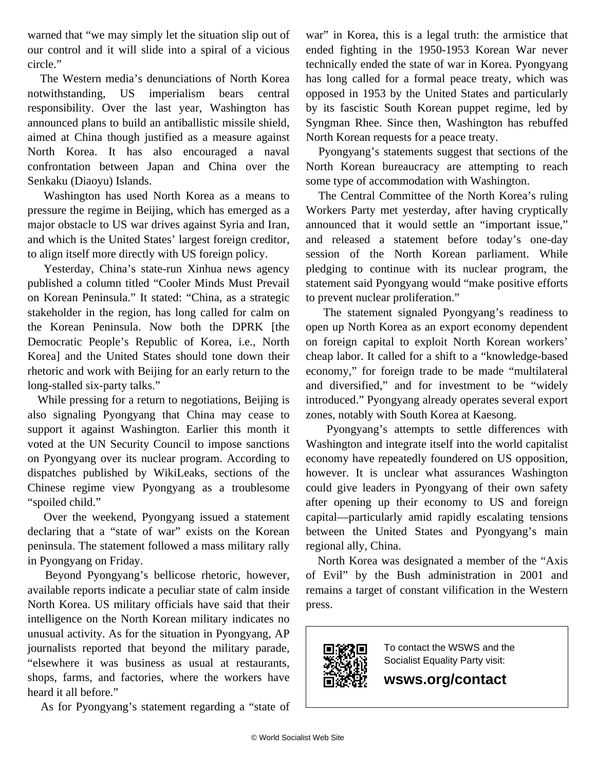warned that "we may simply let the situation slip out of our control and it will slide into a spiral of a vicious circle."

The Western media's denunciations of North Korea notwithstanding, US imperialism bears central responsibility. Over the last year, Washington has announced plans to build an antiballistic missile shield, aimed at China though justified as a measure against North Korea. It has also encouraged a naval confrontation between Japan and China over the Senkaku (Diaoyu) Islands.

Washington has used North Korea as a means to pressure the regime in Beijing, which has emerged as a major obstacle to US war drives against Syria and Iran, and which is the United States' largest foreign creditor, to align itself more directly with US foreign policy.

Yesterday, China's state-run Xinhua news agency published a column titled "Cooler Minds Must Prevail on Korean Peninsula." It stated: "China, as a strategic stakeholder in the region, has long called for calm on the Korean Peninsula. Now both the DPRK [the Democratic People's Republic of Korea, i.e., North Korea] and the United States should tone down their rhetoric and work with Beijing for an early return to the long-stalled six-party talks."

While pressing for a return to negotiations, Beijing is also signaling Pyongyang that China may cease to support it against Washington. Earlier this month it voted at the UN Security Council to impose sanctions on Pyongyang over its nuclear program. According to dispatches published by WikiLeaks, sections of the Chinese regime view Pyongyang as a troublesome "spoiled child."

Over the weekend, Pyongyang issued a statement declaring that a "state of war" exists on the Korean peninsula. The statement followed a mass military rally in Pyongyang on Friday.

Beyond Pyongyang's bellicose rhetoric, however, available reports indicate a peculiar state of calm inside North Korea. US military officials have said that their intelligence on the North Korean military indicates no unusual activity. As for the situation in Pyongyang, AP journalists reported that beyond the military parade, "elsewhere it was business as usual at restaurants, shops, farms, and factories, where the workers have heard it all before."

As for Pyongyang's statement regarding a "state of war" in Korea, this is a legal truth: the armistice that ended fighting in the 1950-1953 Korean War never technically ended the state of war in Korea. Pyongyang has long called for a formal peace treaty, which was opposed in 1953 by the United States and particularly by its fascistic South Korean puppet regime, led by Syngman Rhee. Since then, Washington has rebuffed North Korean requests for a peace treaty.

Pyongyang's statements suggest that sections of the North Korean bureaucracy are attempting to reach some type of accommodation with Washington.

The Central Committee of the North Korea's ruling Workers Party met yesterday, after having cryptically announced that it would settle an "important issue," and released a statement before today's one-day session of the North Korean parliament. While pledging to continue with its nuclear program, the statement said Pyongyang would "make positive efforts to prevent nuclear proliferation."

The statement signaled Pyongyang's readiness to open up North Korea as an export economy dependent on foreign capital to exploit North Korean workers' cheap labor. It called for a shift to a "knowledge-based economy," for foreign trade to be made "multilateral and diversified," and for investment to be "widely introduced." Pyongyang already operates several export zones, notably with South Korea at Kaesong.

Pyongyang's attempts to settle differences with Washington and integrate itself into the world capitalist economy have repeatedly foundered on US opposition, however. It is unclear what assurances Washington could give leaders in Pyongyang of their own safety after opening up their economy to US and foreign capital—particularly amid rapidly escalating tensions between the United States and Pyongyang's main regional ally, China.

North Korea was designated a member of the "Axis of Evil" by the Bush administration in 2001 and remains a target of constant vilification in the Western press.

To contact the WSWS and the Socialist Equality Party visit:

**wsws.org/contact**